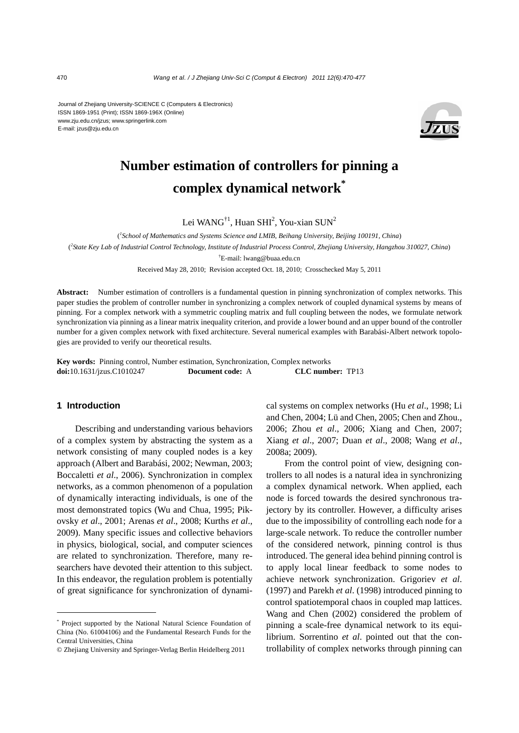Journal of Zhejiang University-SCIENCE C (Computers & Electronics)
ISSN 1869-1951 (Print); ISSN 1869-196X (Online)
www.zju.edu.cn/jzus; www.springerlink.com
E-mail: jzus@zju.edu.cn

# Number estimation of controllers for pinning a complex dynamical network*

Lei WANG[†1], Huan SHI[2], You-xian SUN[2]

([1]*School of Mathematics and Systems Science and LMIB, Beihang University, Beijing 100191, China*)

([2]*State Key Lab of Industrial Control Technology, Institute of Industrial Process Control, Zhejiang University, Hangzhou 310027, China*)

[†]E-mail: lwang@buaa.edu.cn

Received May 28, 2010; Revision accepted Oct. 18, 2010; Crosschecked May 5, 2011

**Abstract:** Number estimation of controllers is a fundamental question in pinning synchronization of complex networks. This paper studies the problem of controller number in synchronizing a complex network of coupled dynamical systems by means of pinning. For a complex network with a symmetric coupling matrix and full coupling between the nodes, we formulate network synchronization via pinning as a linear matrix inequality criterion, and provide a lower bound and an upper bound of the controller number for a given complex network with fixed architecture. Several numerical examples with Barabási-Albert network topologies are provided to verify our theoretical results.

**Key words:** Pinning control, Number estimation, Synchronization, Complex networks
**doi:**10.1631/jzus.C1010247 **Document code:** A **CLC number:** TP13

## 1 Introduction

Describing and understanding various behaviors of a complex system by abstracting the system as a network consisting of many coupled nodes is a key approach (Albert and Barabási, 2002; Newman, 2003; Boccaletti *et al*., 2006). Synchronization in complex networks, as a common phenomenon of a population of dynamically interacting individuals, is one of the most demonstrated topics (Wu and Chua, 1995; Pikovsky *et al*., 2001; Arenas *et al*., 2008; Kurths *et al*., 2009). Many specific issues and collective behaviors in physics, biological, social, and computer sciences are related to synchronization. Therefore, many researchers have devoted their attention to this subject. In this endeavor, the regulation problem is potentially of great significance for synchronization of dynamical systems on complex networks (Hu *et al*., 1998; Li and Chen, 2004; Lü and Chen, 2005; Chen and Zhou., 2006; Zhou *et al*., 2006; Xiang and Chen, 2007; Xiang *et al*., 2007; Duan *et al*., 2008; Wang *et al*., 2008a; 2009).

From the control point of view, designing controllers to all nodes is a natural idea in synchronizing a complex dynamical network. When applied, each node is forced towards the desired synchronous trajectory by its controller. However, a difficulty arises due to the impossibility of controlling each node for a large-scale network. To reduce the controller number of the considered network, pinning control is thus introduced. The general idea behind pinning control is to apply local linear feedback to some nodes to achieve network synchronization. Grigoriev *et al*. (1997) and Parekh *et al*. (1998) introduced pinning to control spatiotemporal chaos in coupled map lattices. Wang and Chen (2002) considered the problem of pinning a scale-free dynamical network to its equilibrium. Sorrentino *et al*. pointed out that the controllability of complex networks through pinning can

---

* Project supported by the National Natural Science Foundation of China (No. 61004106) and the Fundamental Research Funds for the Central Universities, China

© Zhejiang University and Springer-Verlag Berlin Heidelberg 2011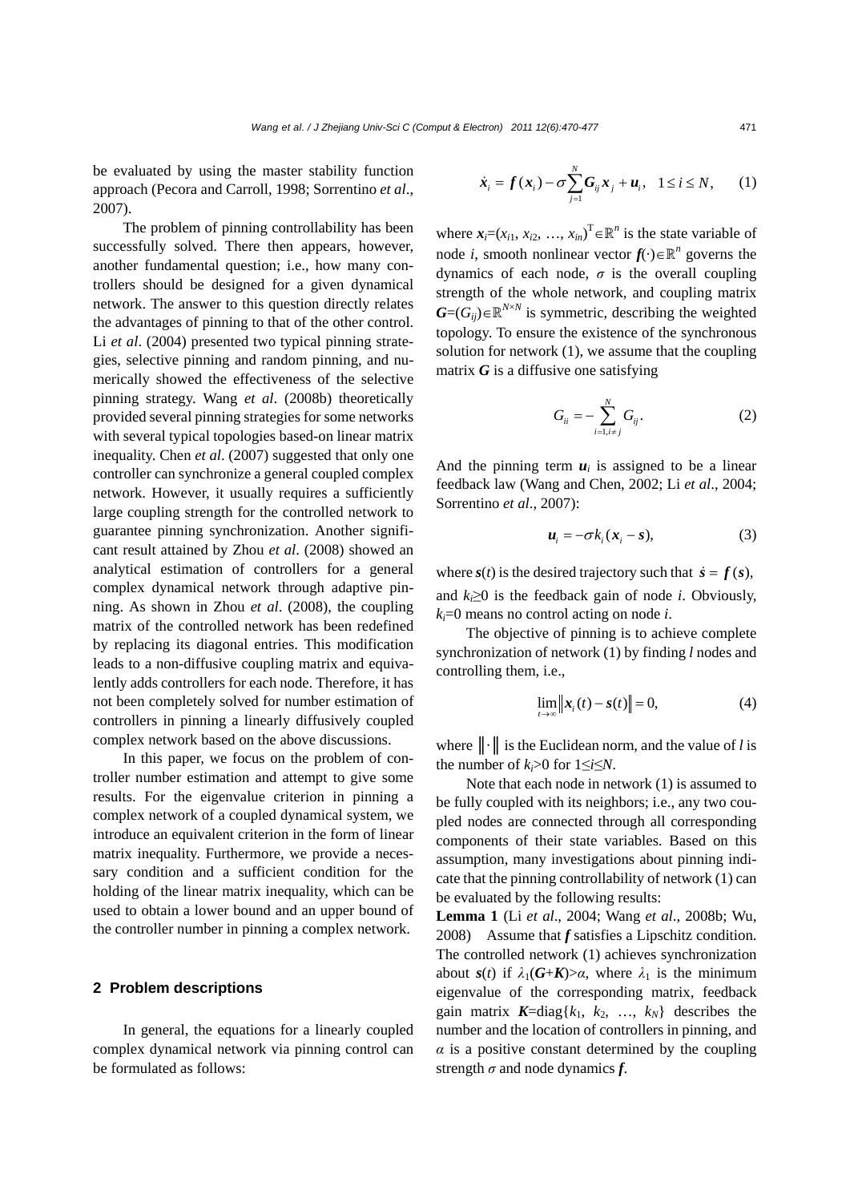be evaluated by using the master stability function approach (Pecora and Carroll, 1998; Sorrentino *et al*., 2007).

The problem of pinning controllability has been successfully solved. There then appears, however, another fundamental question; i.e., how many controllers should be designed for a given dynamical network. The answer to this question directly relates the advantages of pinning to that of the other control. Li *et al*. (2004) presented two typical pinning strategies, selective pinning and random pinning, and numerically showed the effectiveness of the selective pinning strategy. Wang *et al*. (2008b) theoretically provided several pinning strategies for some networks with several typical topologies based-on linear matrix inequality. Chen *et al*. (2007) suggested that only one controller can synchronize a general coupled complex network. However, it usually requires a sufficiently large coupling strength for the controlled network to guarantee pinning synchronization. Another significant result attained by Zhou *et al*. (2008) showed an analytical estimation of controllers for a general complex dynamical network through adaptive pinning. As shown in Zhou *et al*. (2008), the coupling matrix of the controlled network has been redefined by replacing its diagonal entries. This modification leads to a non-diffusive coupling matrix and equivalently adds controllers for each node. Therefore, it has not been completely solved for number estimation of controllers in pinning a linearly diffusively coupled complex network based on the above discussions.

In this paper, we focus on the problem of controller number estimation and attempt to give some results. For the eigenvalue criterion in pinning a complex network of a coupled dynamical system, we introduce an equivalent criterion in the form of linear matrix inequality. Furthermore, we provide a necessary condition and a sufficient condition for the holding of the linear matrix inequality, which can be used to obtain a lower bound and an upper bound of the controller number in pinning a complex network.

## 2 Problem descriptions

In general, the equations for a linearly coupled complex dynamical network via pinning control can be formulated as follows:

$$\dot{\boldsymbol{x}}_i = \boldsymbol{f}(\boldsymbol{x}_i) - \sigma \sum_{j=1}^{N} \boldsymbol{G}_{ij} \boldsymbol{x}_j + \boldsymbol{u}_i, \quad 1 \le i \le N, \tag{1}$$

where $\boldsymbol{x}_i=(x_{i1}, x_{i2}, \ldots, x_{in})^{\mathrm{T}} \in \mathbb{R}^n$ is the state variable of node $i$, smooth nonlinear vector $\boldsymbol{f}(\cdot)\in\mathbb{R}^n$ governs the dynamics of each node, $\sigma$ is the overall coupling strength of the whole network, and coupling matrix $\boldsymbol{G}=(G_{ij})\in\mathbb{R}^{N\times N}$ is symmetric, describing the weighted topology. To ensure the existence of the synchronous solution for network (1), we assume that the coupling matrix $\boldsymbol{G}$ is a diffusive one satisfying

$$G_{ii} = -\sum_{i=1, i\ne j}^{N} G_{ij}. \tag{2}$$

And the pinning term $\boldsymbol{u}_i$ is assigned to be a linear feedback law (Wang and Chen, 2002; Li *et al*., 2004; Sorrentino *et al*., 2007):

$$\boldsymbol{u}_i = -\sigma k_i (\boldsymbol{x}_i - \boldsymbol{s}), \tag{3}$$

where $\boldsymbol{s}(t)$ is the desired trajectory such that $\dot{\boldsymbol{s}} = \boldsymbol{f}(\boldsymbol{s})$, and $k_i \ge 0$ is the feedback gain of node $i$. Obviously, $k_i=0$ means no control acting on node $i$.

The objective of pinning is to achieve complete synchronization of network (1) by finding $l$ nodes and controlling them, i.e.,

$$\lim_{t\to\infty} \left\| \boldsymbol{x}_i(t) - \boldsymbol{s}(t) \right\| = 0, \tag{4}$$

where $\|\cdot\|$ is the Euclidean norm, and the value of $l$ is the number of $k_i>0$ for $1\le i\le N$.

Note that each node in network (1) is assumed to be fully coupled with its neighbors; i.e., any two coupled nodes are connected through all corresponding components of their state variables. Based on this assumption, many investigations about pinning indicate that the pinning controllability of network (1) can be evaluated by the following results:

**Lemma 1** (Li *et al*., 2004; Wang *et al*., 2008b; Wu, 2008) Assume that $\boldsymbol{f}$ satisfies a Lipschitz condition. The controlled network (1) achieves synchronization about $\boldsymbol{s}(t)$ if $\lambda_1(\boldsymbol{G}+\boldsymbol{K})>\alpha$, where $\lambda_1$ is the minimum eigenvalue of the corresponding matrix, feedback gain matrix $\boldsymbol{K}=\mathrm{diag}\{k_1, k_2, \ldots, k_N\}$ describes the number and the location of controllers in pinning, and $\alpha$ is a positive constant determined by the coupling strength $\sigma$ and node dynamics $\boldsymbol{f}$.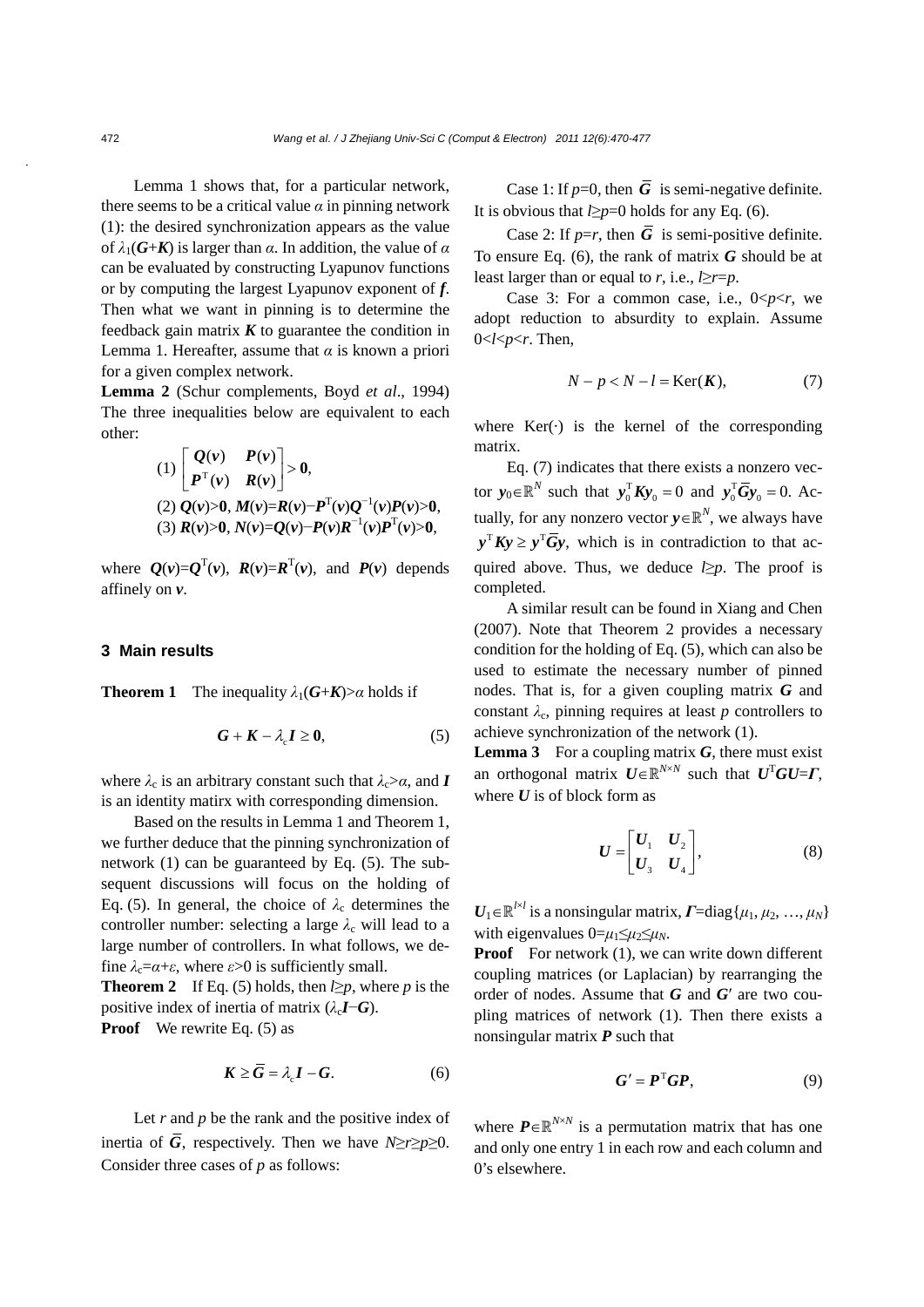Lemma 1 shows that, for a particular network, there seems to be a critical value $\alpha$ in pinning network (1): the desired synchronization appears as the value of $\lambda_1(\boldsymbol{G}+\boldsymbol{K})$ is larger than $\alpha$. In addition, the value of $\alpha$ can be evaluated by constructing Lyapunov functions or by computing the largest Lyapunov exponent of $\boldsymbol{f}$. Then what we want in pinning is to determine the feedback gain matrix $\boldsymbol{K}$ to guarantee the condition in Lemma 1. Hereafter, assume that $\alpha$ is known a priori for a given complex network.

**Lemma 2** (Schur complements, Boyd *et al*., 1994) The three inequalities below are equivalent to each other:

(1) $\begin{bmatrix} \boldsymbol{Q}(\boldsymbol{v}) & \boldsymbol{P}(\boldsymbol{v}) \\ \boldsymbol{P}^{\mathrm{T}}(\boldsymbol{v}) & \boldsymbol{R}(\boldsymbol{v}) \end{bmatrix} > \boldsymbol{0}$,

(2) $\boldsymbol{Q}(\boldsymbol{v})>\boldsymbol{0}$, $\boldsymbol{M}(\boldsymbol{v})=\boldsymbol{R}(\boldsymbol{v})-\boldsymbol{P}^{\mathrm{T}}(\boldsymbol{v})\boldsymbol{Q}^{-1}(\boldsymbol{v})\boldsymbol{P}(\boldsymbol{v})>\boldsymbol{0}$,

(3) $\boldsymbol{R}(\boldsymbol{v})>\boldsymbol{0}$, $\boldsymbol{N}(\boldsymbol{v})=\boldsymbol{Q}(\boldsymbol{v})-\boldsymbol{P}(\boldsymbol{v})\boldsymbol{R}^{-1}(\boldsymbol{v})\boldsymbol{P}^{\mathrm{T}}(\boldsymbol{v})>\boldsymbol{0}$,

where $\boldsymbol{Q}(\boldsymbol{v})=\boldsymbol{Q}^{\mathrm{T}}(\boldsymbol{v})$, $\boldsymbol{R}(\boldsymbol{v})=\boldsymbol{R}^{\mathrm{T}}(\boldsymbol{v})$, and $\boldsymbol{P}(\boldsymbol{v})$ depends affinely on $\boldsymbol{v}$.

## 3 Main results

**Theorem 1** The inequality $\lambda_1(\boldsymbol{G}+\boldsymbol{K})>\alpha$ holds if

$$\boldsymbol{G}+\boldsymbol{K}-\lambda_{\mathrm{c}}\boldsymbol{I} \geq \boldsymbol{0}, \tag{5}$$

where $\lambda_{\mathrm{c}}$ is an arbitrary constant such that $\lambda_{\mathrm{c}}>\alpha$, and $\boldsymbol{I}$ is an identity matirx with corresponding dimension.

Based on the results in Lemma 1 and Theorem 1, we further deduce that the pinning synchronization of network (1) can be guaranteed by Eq. (5). The subsequent discussions will focus on the holding of Eq. (5). In general, the choice of $\lambda_{\mathrm{c}}$ determines the controller number: selecting a large $\lambda_{\mathrm{c}}$ will lead to a large number of controllers. In what follows, we define $\lambda_{\mathrm{c}}=\alpha+\varepsilon$, where $\varepsilon>0$ is sufficiently small.

**Theorem 2** If Eq. (5) holds, then $l\geq p$, where $p$ is the positive index of inertia of matrix $(\lambda_{\mathrm{c}}\boldsymbol{I}-\boldsymbol{G})$.

**Proof** We rewrite Eq. (5) as

$$\boldsymbol{K} \geq \overline{\boldsymbol{G}} = \lambda_{\mathrm{c}}\boldsymbol{I}-\boldsymbol{G}. \tag{6}$$

Let $r$ and $p$ be the rank and the positive index of inertia of $\overline{\boldsymbol{G}}$, respectively. Then we have $N\geq r\geq p\geq 0$. Consider three cases of $p$ as follows:

Case 1: If $p$=0, then $\overline{\boldsymbol{G}}$ is semi-negative definite. It is obvious that $l\geq p$=0 holds for any Eq. (6).

Case 2: If $p$=$r$, then $\overline{\boldsymbol{G}}$ is semi-positive definite. To ensure Eq. (6), the rank of matrix $\boldsymbol{G}$ should be at least larger than or equal to $r$, i.e., $l\geq r$=$p$.

Case 3: For a common case, i.e., $0<p<r$, we adopt reduction to absurdity to explain. Assume $0<l<p<r$. Then,

$$N-p<N-l=\mathrm{Ker}(\boldsymbol{K}), \tag{7}$$

where Ker(·) is the kernel of the corresponding matrix.

Eq. (7) indicates that there exists a nonzero vector $\boldsymbol{y}_0\in\mathbb{R}^N$ such that $\boldsymbol{y}_0^{\mathrm{T}}\boldsymbol{K}\boldsymbol{y}_0=0$ and $\boldsymbol{y}_0^{\mathrm{T}}\overline{\boldsymbol{G}}\boldsymbol{y}_0=0$. Actually, for any nonzero vector $\boldsymbol{y}\in\mathbb{R}^N$, we always have $\boldsymbol{y}^{\mathrm{T}}\boldsymbol{K}\boldsymbol{y}\geq\boldsymbol{y}^{\mathrm{T}}\overline{\boldsymbol{G}}\boldsymbol{y}$, which is in contradiction to that acquired above. Thus, we deduce $l\geq p$. The proof is completed.

A similar result can be found in Xiang and Chen (2007). Note that Theorem 2 provides a necessary condition for the holding of Eq. (5), which can also be used to estimate the necessary number of pinned nodes. That is, for a given coupling matrix $\boldsymbol{G}$ and constant $\lambda_{\mathrm{c}}$, pinning requires at least $p$ controllers to achieve synchronization of the network (1).

**Lemma 3** For a coupling matrix $\boldsymbol{G}$, there must exist an orthogonal matrix $\boldsymbol{U}\in\mathbb{R}^{N\times N}$ such that $\boldsymbol{U}^{\mathrm{T}}\boldsymbol{G}\boldsymbol{U}=\boldsymbol{\Gamma}$, where $\boldsymbol{U}$ is of block form as

$$\boldsymbol{U}=\begin{bmatrix} \boldsymbol{U}_1 & \boldsymbol{U}_2 \\ \boldsymbol{U}_3 & \boldsymbol{U}_4 \end{bmatrix}, \tag{8}$$

$\boldsymbol{U}_1\in\mathbb{R}^{l\times l}$ is a nonsingular matrix, $\boldsymbol{\Gamma}$=diag$\{\mu_1, \mu_2, \ldots, \mu_N\}$ with eigenvalues $0=\mu_1\leq\mu_2\leq\mu_N$.

**Proof** For network (1), we can write down different coupling matrices (or Laplacian) by rearranging the order of nodes. Assume that $\boldsymbol{G}$ and $\boldsymbol{G}'$ are two coupling matrices of network (1). Then there exists a nonsingular matrix $\boldsymbol{P}$ such that

$$\boldsymbol{G}'=\boldsymbol{P}^{\mathrm{T}}\boldsymbol{G}\boldsymbol{P}, \tag{9}$$

where $\boldsymbol{P}\in\mathbb{R}^{N\times N}$ is a permutation matrix that has one and only one entry 1 in each row and each column and 0's elsewhere.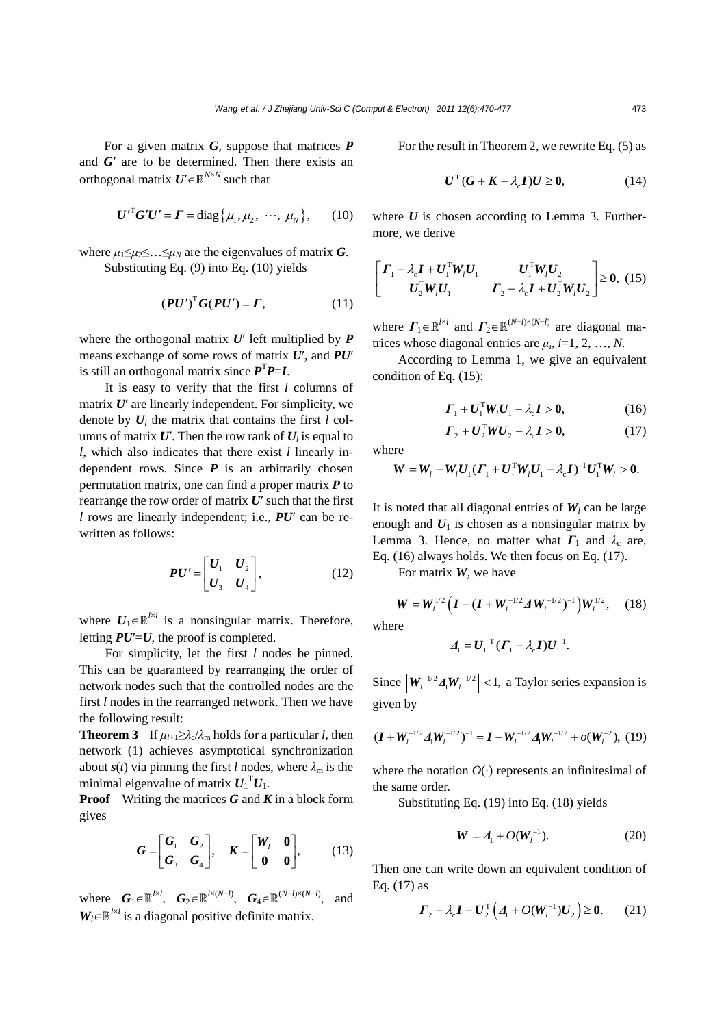For a given matrix $\boldsymbol{G}$, suppose that matrices $\boldsymbol{P}$ and $\boldsymbol{G}'$ are to be determined. Then there exists an orthogonal matrix $\boldsymbol{U}'\in\mathbb{R}^{N\times N}$ such that

$$\boldsymbol{U}'^{\mathrm{T}}\boldsymbol{G}'\boldsymbol{U}' = \boldsymbol{\Gamma} = \mathrm{diag}\left\{\mu_1, \mu_2, \cdots, \mu_N\right\}, \qquad (10)$$

where $\mu_1\leq\mu_2\leq\ldots\leq\mu_N$ are the eigenvalues of matrix $\boldsymbol{G}$.

Substituting Eq. (9) into Eq. (10) yields

$$(\boldsymbol{P}\boldsymbol{U}')^{\mathrm{T}}\boldsymbol{G}(\boldsymbol{P}\boldsymbol{U}') = \boldsymbol{\Gamma}, \qquad (11)$$

where the orthogonal matrix $\boldsymbol{U}'$ left multiplied by $\boldsymbol{P}$ means exchange of some rows of matrix $\boldsymbol{U}'$, and $\boldsymbol{P}\boldsymbol{U}'$ is still an orthogonal matrix since $\boldsymbol{P}^{\mathrm{T}}\boldsymbol{P}=\boldsymbol{I}$.

It is easy to verify that the first $l$ columns of matrix $\boldsymbol{U}'$ are linearly independent. For simplicity, we denote by $\boldsymbol{U}_l$ the matrix that contains the first $l$ columns of matrix $\boldsymbol{U}'$. Then the row rank of $\boldsymbol{U}_l$ is equal to $l$, which also indicates that there exist $l$ linearly independent rows. Since $\boldsymbol{P}$ is an arbitrarily chosen permutation matrix, one can find a proper matrix $\boldsymbol{P}$ to rearrange the row order of matrix $\boldsymbol{U}'$ such that the first $l$ rows are linearly independent; i.e., $\boldsymbol{P}\boldsymbol{U}'$ can be rewritten as follows:

$$\boldsymbol{P}\boldsymbol{U}' = \begin{bmatrix} \boldsymbol{U}_1 & \boldsymbol{U}_2 \\ \boldsymbol{U}_3 & \boldsymbol{U}_4 \end{bmatrix}, \qquad (12)$$

where $\boldsymbol{U}_1\in\mathbb{R}^{l\times l}$ is a nonsingular matrix. Therefore, letting $\boldsymbol{P}\boldsymbol{U}'=\boldsymbol{U}$, the proof is completed.

For simplicity, let the first $l$ nodes be pinned. This can be guaranteed by rearranging the order of network nodes such that the controlled nodes are the first $l$ nodes in the rearranged network. Then we have the following result:

**Theorem 3** If $\mu_{l+1}\geq\lambda_c/\lambda_m$ holds for a particular $l$, then network (1) achieves asymptotical synchronization about $\boldsymbol{s}(t)$ via pinning the first $l$ nodes, where $\lambda_m$ is the minimal eigenvalue of matrix $\boldsymbol{U}_1^{\mathrm{T}}\boldsymbol{U}_1$.

**Proof** Writing the matrices $\boldsymbol{G}$ and $\boldsymbol{K}$ in a block form gives

$$\boldsymbol{G} = \begin{bmatrix} \boldsymbol{G}_1 & \boldsymbol{G}_2 \\ \boldsymbol{G}_3 & \boldsymbol{G}_4 \end{bmatrix}, \quad \boldsymbol{K} = \begin{bmatrix} \boldsymbol{W}_l & \boldsymbol{0} \\ \boldsymbol{0} & \boldsymbol{0} \end{bmatrix}, \qquad (13)$$

where $\boldsymbol{G}_1\in\mathbb{R}^{l\times l}$, $\boldsymbol{G}_2\in\mathbb{R}^{l\times(N-l)}$, $\boldsymbol{G}_4\in\mathbb{R}^{(N-l)\times(N-l)}$, and $\boldsymbol{W}_l\in\mathbb{R}^{l\times l}$ is a diagonal positive definite matrix.

For the result in Theorem 2, we rewrite Eq. (5) as

$$\boldsymbol{U}^{\mathrm{T}}(\boldsymbol{G}+\boldsymbol{K}-\lambda_c\boldsymbol{I})\boldsymbol{U} \geq \boldsymbol{0}, \qquad (14)$$

where $\boldsymbol{U}$ is chosen according to Lemma 3. Furthermore, we derive

$$\begin{bmatrix} \boldsymbol{\Gamma}_1 - \lambda_c\boldsymbol{I} + \boldsymbol{U}_1^{\mathrm{T}}\boldsymbol{W}_l\boldsymbol{U}_1 & \boldsymbol{U}_1^{\mathrm{T}}\boldsymbol{W}_l\boldsymbol{U}_2 \\ \boldsymbol{U}_2^{\mathrm{T}}\boldsymbol{W}_l\boldsymbol{U}_1 & \boldsymbol{\Gamma}_2 - \lambda_c\boldsymbol{I} + \boldsymbol{U}_2^{\mathrm{T}}\boldsymbol{W}_l\boldsymbol{U}_2 \end{bmatrix} \geq \boldsymbol{0}, \qquad (15)$$

where $\boldsymbol{\Gamma}_1\in\mathbb{R}^{l\times l}$ and $\boldsymbol{\Gamma}_2\in\mathbb{R}^{(N-l)\times(N-l)}$ are diagonal matrices whose diagonal entries are $\mu_i$, $i$=1, 2, …, $N$.

According to Lemma 1, we give an equivalent condition of Eq. (15):

$$\boldsymbol{\Gamma}_1 + \boldsymbol{U}_1^{\mathrm{T}}\boldsymbol{W}_l\boldsymbol{U}_1 - \lambda_c\boldsymbol{I} > \boldsymbol{0}, \qquad (16)$$

$$\boldsymbol{\Gamma}_2 + \boldsymbol{U}_2^{\mathrm{T}}\boldsymbol{W}\boldsymbol{U}_2 - \lambda_c\boldsymbol{I} > \boldsymbol{0}, \qquad (17)$$

where

$$\boldsymbol{W} = \boldsymbol{W}_l - \boldsymbol{W}_l\boldsymbol{U}_1(\boldsymbol{\Gamma}_1 + \boldsymbol{U}_1^{\mathrm{T}}\boldsymbol{W}_l\boldsymbol{U}_1 - \lambda_c\boldsymbol{I})^{-1}\boldsymbol{U}_1^{\mathrm{T}}\boldsymbol{W}_l > \boldsymbol{0}.$$

It is noted that all diagonal entries of $\boldsymbol{W}_l$ can be large enough and $\boldsymbol{U}_1$ is chosen as a nonsingular matrix by Lemma 3. Hence, no matter what $\boldsymbol{\Gamma}_1$ and $\lambda_c$ are, Eq. (16) always holds. We then focus on Eq. (17).

For matrix $\boldsymbol{W}$, we have

$$\boldsymbol{W} = \boldsymbol{W}_l^{1/2}\left(\boldsymbol{I} - (\boldsymbol{I} + \boldsymbol{W}_l^{-1/2}\boldsymbol{\Delta}_1\boldsymbol{W}_l^{-1/2})^{-1}\right)\boldsymbol{W}_l^{1/2}, \qquad (18)$$

where

$$\boldsymbol{\Delta}_1 = \boldsymbol{U}_1^{-\mathrm{T}}(\boldsymbol{\Gamma}_1 - \lambda_c\boldsymbol{I})\boldsymbol{U}_1^{-1}.$$

Since $\left\|\boldsymbol{W}_l^{-1/2}\boldsymbol{\Delta}_1\boldsymbol{W}_l^{-1/2}\right\| < 1$, a Taylor series expansion is given by

$$(\boldsymbol{I} + \boldsymbol{W}_l^{-1/2}\boldsymbol{\Delta}_1\boldsymbol{W}_l^{-1/2})^{-1} = \boldsymbol{I} - \boldsymbol{W}_l^{-1/2}\boldsymbol{\Delta}_1\boldsymbol{W}_l^{-1/2} + o(\boldsymbol{W}_l^{-2}), \qquad (19)$$

where the notation $O(\cdot)$ represents an infinitesimal of the same order.

Substituting Eq. (19) into Eq. (18) yields

$$\boldsymbol{W} = \boldsymbol{\Delta}_1 + O(\boldsymbol{W}_l^{-1}). \qquad (20)$$

Then one can write down an equivalent condition of Eq. (17) as

$$\boldsymbol{\Gamma}_2 - \lambda_c\boldsymbol{I} + \boldsymbol{U}_2^{\mathrm{T}}\left(\boldsymbol{\Delta}_1 + O(\boldsymbol{W}_l^{-1})\boldsymbol{U}_2\right) \geq \boldsymbol{0}. \qquad (21)$$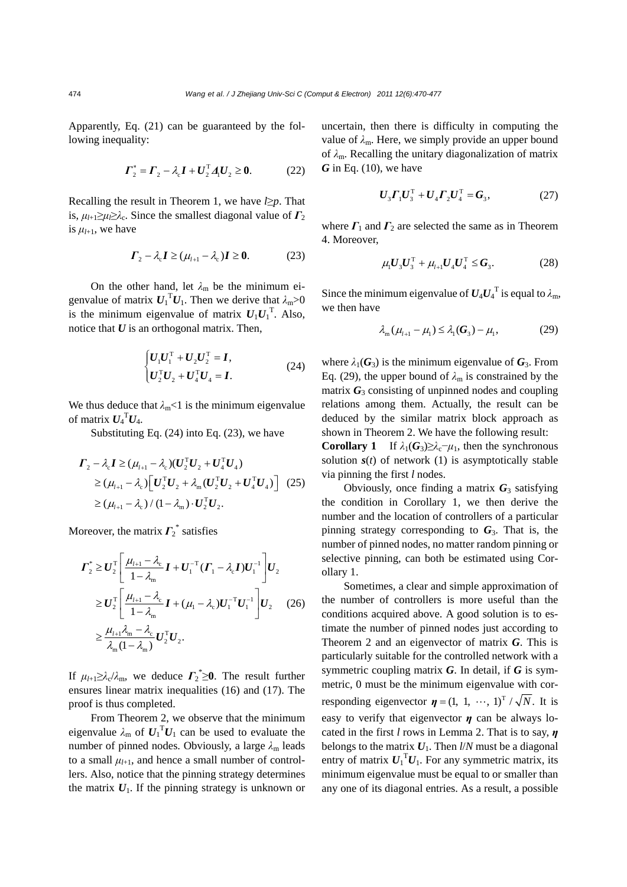Apparently, Eq. (21) can be guaranteed by the following inequality:

$$\boldsymbol{\Gamma}_2^* = \boldsymbol{\Gamma}_2 - \lambda_{\mathrm{c}}\boldsymbol{I} + \boldsymbol{U}_2^{\mathrm{T}}\boldsymbol{\Lambda}_1\boldsymbol{U}_2 \ge \boldsymbol{0}. \tag{22}$$

Recalling the result in Theorem 1, we have $l \ge p$. That is, $\mu_{l+1} \ge \mu_l \ge \lambda_{\mathrm{c}}$. Since the smallest diagonal value of $\boldsymbol{\Gamma}_2$ is $\mu_{l+1}$, we have

$$\boldsymbol{\Gamma}_2 - \lambda_{\mathrm{c}}\boldsymbol{I} \ge (\mu_{l+1} - \lambda_{\mathrm{c}})\boldsymbol{I} \ge \boldsymbol{0}. \tag{23}$$

On the other hand, let $\lambda_{\mathrm{m}}$ be the minimum eigenvalue of matrix $\boldsymbol{U}_1^{\mathrm{T}}\boldsymbol{U}_1$. Then we derive that $\lambda_{\mathrm{m}}>0$ is the minimum eigenvalue of matrix $\boldsymbol{U}_1\boldsymbol{U}_1^{\mathrm{T}}$. Also, notice that $\boldsymbol{U}$ is an orthogonal matrix. Then,

$$\begin{cases} \boldsymbol{U}_1\boldsymbol{U}_1^{\mathrm{T}} + \boldsymbol{U}_2\boldsymbol{U}_2^{\mathrm{T}} = \boldsymbol{I}, \\ \boldsymbol{U}_2^{\mathrm{T}}\boldsymbol{U}_2 + \boldsymbol{U}_4^{\mathrm{T}}\boldsymbol{U}_4 = \boldsymbol{I}. \end{cases} \tag{24}$$

We thus deduce that $\lambda_{\mathrm{m}}<1$ is the minimum eigenvalue of matrix $\boldsymbol{U}_4^{\mathrm{T}}\boldsymbol{U}_4$.

Substituting Eq. (24) into Eq. (23), we have

$$\begin{aligned} \boldsymbol{\Gamma}_2 - \lambda_{\mathrm{c}}\boldsymbol{I} &\ge (\mu_{l+1} - \lambda_{\mathrm{c}})(\boldsymbol{U}_2^{\mathrm{T}}\boldsymbol{U}_2 + \boldsymbol{U}_4^{\mathrm{T}}\boldsymbol{U}_4) \\ &\ge (\mu_{l+1} - \lambda_{\mathrm{c}})\left[\boldsymbol{U}_2^{\mathrm{T}}\boldsymbol{U}_2 + \lambda_{\mathrm{m}}(\boldsymbol{U}_2^{\mathrm{T}}\boldsymbol{U}_2 + \boldsymbol{U}_4^{\mathrm{T}}\boldsymbol{U}_4)\right] \\ &\ge (\mu_{l+1} - \lambda_{\mathrm{c}})/(1-\lambda_{\mathrm{m}}) \cdot \boldsymbol{U}_2^{\mathrm{T}}\boldsymbol{U}_2. \end{aligned} \tag{25}$$

Moreover, the matrix $\boldsymbol{\Gamma}_2^*$ satisfies

$$\begin{aligned} \boldsymbol{\Gamma}_2^* &\ge \boldsymbol{U}_2^{\mathrm{T}}\left[\frac{\mu_{l+1}-\lambda_{\mathrm{c}}}{1-\lambda_{\mathrm{m}}}\boldsymbol{I} + \boldsymbol{U}_1^{-\mathrm{T}}(\boldsymbol{\Gamma}_1 - \lambda_{\mathrm{c}}\boldsymbol{I})\boldsymbol{U}_1^{-1}\right]\boldsymbol{U}_2 \\ &\ge \boldsymbol{U}_2^{\mathrm{T}}\left[\frac{\mu_{l+1}-\lambda_{\mathrm{c}}}{1-\lambda_{\mathrm{m}}}\boldsymbol{I} + (\mu_1 - \lambda_{\mathrm{c}})\boldsymbol{U}_1^{-\mathrm{T}}\boldsymbol{U}_1^{-1}\right]\boldsymbol{U}_2 \\ &\ge \frac{\mu_{l+1}\lambda_{\mathrm{m}} - \lambda_{\mathrm{c}}}{\lambda_{\mathrm{m}}(1-\lambda_{\mathrm{m}})}\boldsymbol{U}_2^{\mathrm{T}}\boldsymbol{U}_2. \end{aligned} \tag{26}$$

If $\mu_{l+1} \ge \lambda_{\mathrm{c}}/\lambda_{\mathrm{m}}$, we deduce $\boldsymbol{\Gamma}_2^* \ge \boldsymbol{0}$. The result further ensures linear matrix inequalities (16) and (17). The proof is thus completed.

From Theorem 2, we observe that the minimum eigenvalue $\lambda_{\mathrm{m}}$ of $\boldsymbol{U}_1^{\mathrm{T}}\boldsymbol{U}_1$ can be used to evaluate the number of pinned nodes. Obviously, a large $\lambda_{\mathrm{m}}$ leads to a small $\mu_{l+1}$, and hence a small number of controllers. Also, notice that the pinning strategy determines the matrix $\boldsymbol{U}_1$. If the pinning strategy is unknown or uncertain, then there is difficulty in computing the value of $\lambda_{\mathrm{m}}$. Here, we simply provide an upper bound of $\lambda_{\mathrm{m}}$. Recalling the unitary diagonalization of matrix $\boldsymbol{G}$ in Eq. (10), we have

$$\boldsymbol{U}_3\boldsymbol{\Gamma}_1\boldsymbol{U}_3^{\mathrm{T}} + \boldsymbol{U}_4\boldsymbol{\Gamma}_2\boldsymbol{U}_4^{\mathrm{T}} = \boldsymbol{G}_3, \tag{27}$$

where $\boldsymbol{\Gamma}_1$ and $\boldsymbol{\Gamma}_2$ are selected the same as in Theorem 4. Moreover,

$$\mu_1\boldsymbol{U}_3\boldsymbol{U}_3^{\mathrm{T}} + \mu_{l+1}\boldsymbol{U}_4\boldsymbol{U}_4^{\mathrm{T}} \le \boldsymbol{G}_3. \tag{28}$$

Since the minimum eigenvalue of $\boldsymbol{U}_4\boldsymbol{U}_4^{\mathrm{T}}$ is equal to $\lambda_{\mathrm{m}}$, we then have

$$\lambda_{\mathrm{m}}(\mu_{l+1} - \mu_1) \le \lambda_1(\boldsymbol{G}_3) - \mu_1, \tag{29}$$

where $\lambda_1(\boldsymbol{G}_3)$ is the minimum eigenvalue of $\boldsymbol{G}_3$. From Eq. (29), the upper bound of $\lambda_{\mathrm{m}}$ is constrained by the matrix $\boldsymbol{G}_3$ consisting of unpinned nodes and coupling relations among them. Actually, the result can be deduced by the similar matrix block approach as shown in Theorem 2. We have the following result:

**Corollary 1** If $\lambda_1(\boldsymbol{G}_3) \ge \lambda_{\mathrm{c}} - \mu_1$, then the synchronous solution $\boldsymbol{s}(t)$ of network (1) is asymptotically stable via pinning the first $l$ nodes.

Obviously, once finding a matrix $\boldsymbol{G}_3$ satisfying the condition in Corollary 1, we then derive the number and the location of controllers of a particular pinning strategy corresponding to $\boldsymbol{G}_3$. That is, the number of pinned nodes, no matter random pinning or selective pinning, can both be estimated using Corollary 1.

Sometimes, a clear and simple approximation of the number of controllers is more useful than the conditions acquired above. A good solution is to estimate the number of pinned nodes just according to Theorem 2 and an eigenvector of matrix $\boldsymbol{G}$. This is particularly suitable for the controlled network with a symmetric coupling matrix $\boldsymbol{G}$. In detail, if $\boldsymbol{G}$ is symmetric, 0 must be the minimum eigenvalue with corresponding eigenvector $\boldsymbol{\eta} = (1,\ 1,\ \cdots,\ 1)^{\mathrm{T}}/\sqrt{N}$. It is easy to verify that eigenvector $\boldsymbol{\eta}$ can be always located in the first $l$ rows in Lemma 2. That is to say, $\boldsymbol{\eta}$ belongs to the matrix $\boldsymbol{U}_1$. Then $l/N$ must be a diagonal entry of matrix $\boldsymbol{U}_1^{\mathrm{T}}\boldsymbol{U}_1$. For any symmetric matrix, its minimum eigenvalue must be equal to or smaller than any one of its diagonal entries. As a result, a possible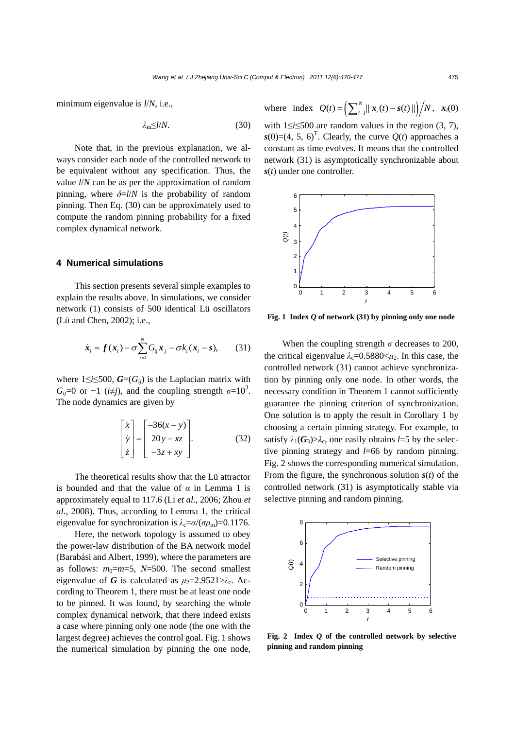minimum eigenvalue is $l/N$, i.e.,

$$\lambda_m \leq l/N. \tag{30}$$

Note that, in the previous explanation, we always consider each node of the controlled network to be equivalent without any specification. Thus, the value $l/N$ can be as per the approximation of random pinning, where $\delta=l/N$ is the probability of random pinning. Then Eq. (30) can be approximately used to compute the random pinning probability for a fixed complex dynamical network.

## 4 Numerical simulations

This section presents several simple examples to explain the results above. In simulations, we consider network (1) consists of 500 identical Lü oscillators (Lü and Chen, 2002); i.e.,

$$\dot{\boldsymbol{x}}_i = \boldsymbol{f}(\boldsymbol{x}_i) - \sigma \sum_{j=1}^{N} G_{ij} \boldsymbol{x}_j - \sigma k_i (\boldsymbol{x}_i - \boldsymbol{s}), \tag{31}$$

where $1 \leq i \leq 500$, $\boldsymbol{G}=(G_{ij})$ is the Laplacian matrix with $G_{ij}=0$ or $-1$ ($i \neq j$), and the coupling strength $\sigma=10^3$. The node dynamics are given by

$$\begin{bmatrix} \dot{x} \\ \dot{y} \\ \dot{z} \end{bmatrix} = \begin{bmatrix} -36(x-y) \\ 20y - xz \\ -3z + xy \end{bmatrix}. \tag{32}$$

The theoretical results show that the Lü attractor is bounded and that the value of $\alpha$ in Lemma 1 is approximately equal to 117.6 (Li *et al*., 2006; Zhou *et al*., 2008). Thus, according to Lemma 1, the critical eigenvalue for synchronization is $\lambda_c=\alpha/(\sigma\rho_m)=0.1176$.

Here, the network topology is assumed to obey the power-law distribution of the BA network model (Barabási and Albert, 1999), where the parameters are as follows: $m_0=m=5$, $N=500$. The second smallest eigenvalue of $\boldsymbol{G}$ is calculated as $\mu_2=2.9521>\lambda_c$. According to Theorem 1, there must be at least one node to be pinned. It was found, by searching the whole complex dynamical network, that there indeed exists a case where pinning only one node (the one with the largest degree) achieves the control goal. Fig. 1 shows the numerical simulation by pinning the one node, where index $Q(t)=\left(\sum_{i=1}^{N}\|\boldsymbol{x}_i(t)-\boldsymbol{s}(t)\|\right)\Big/N$, $\boldsymbol{x}_i(0)$ with $1 \leq i \leq 500$ are random values in the region (3, 7), $\boldsymbol{s}(0)=(4, 5, 6)^{\mathrm{T}}$. Clearly, the curve $Q(t)$ approaches a constant as time evolves. It means that the controlled network (31) is asymptotically synchronizable about $\boldsymbol{s}(t)$ under one controller.

**Fig. 1 Index $Q$ of network (31) by pinning only one node**

When the coupling strength $\sigma$ decreases to 200, the critical eigenvalue $\lambda_c=0.5880<\mu_2$. In this case, the controlled network (31) cannot achieve synchronization by pinning only one node. In other words, the necessary condition in Theorem 1 cannot sufficiently guarantee the pinning criterion of synchronization. One solution is to apply the result in Corollary 1 by choosing a certain pinning strategy. For example, to satisfy $\lambda_1(\boldsymbol{G}_3)>\lambda_c$, one easily obtains $l=5$ by the selective pinning strategy and $l=66$ by random pinning. Fig. 2 shows the corresponding numerical simulation. From the figure, the synchronous solution $\boldsymbol{s}(t)$ of the controlled network (31) is asymptotically stable via selective pinning and random pinning.

**Fig. 2 Index $Q$ of the controlled network by selective pinning and random pinning**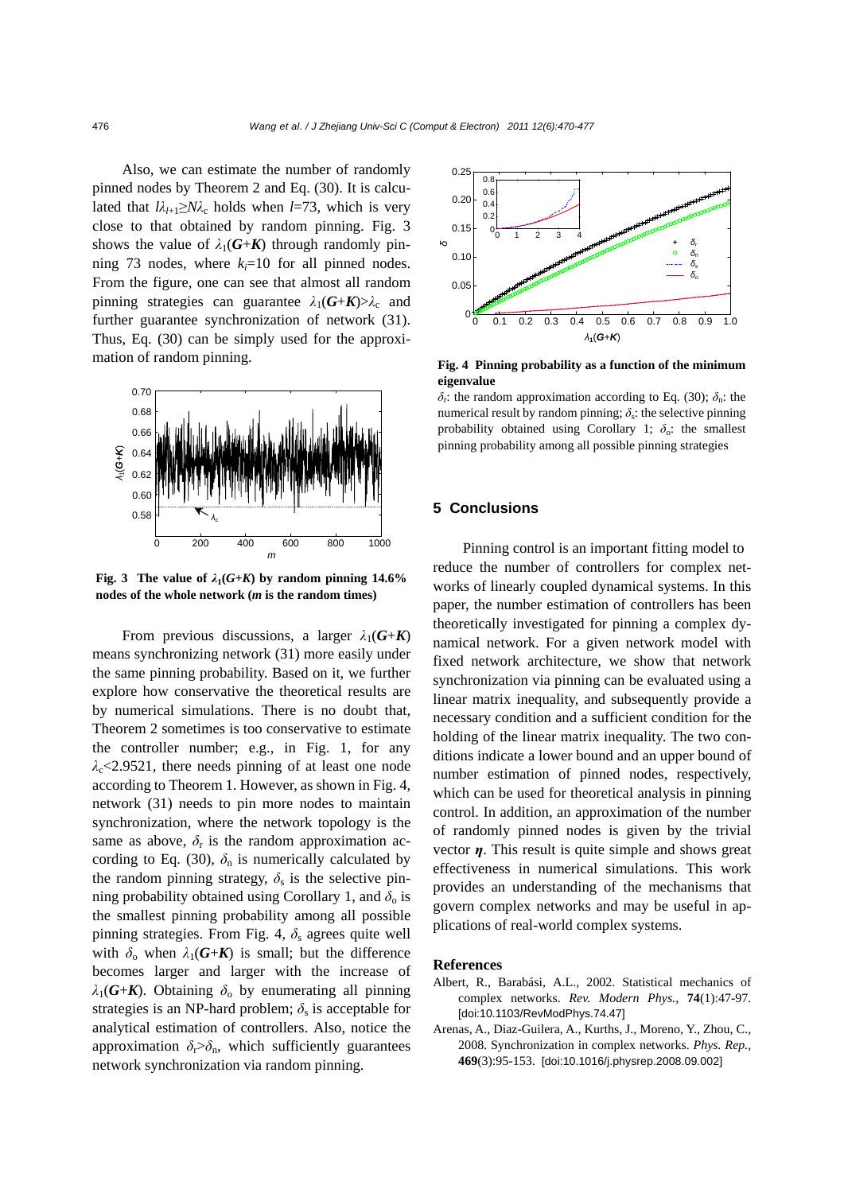Also, we can estimate the number of randomly pinned nodes by Theorem 2 and Eq. (30). It is calculated that $l\lambda_{l+1}\geq N\lambda_c$ holds when $l$=73, which is very close to that obtained by random pinning. Fig. 3 shows the value of $\lambda_1(\boldsymbol{G}+\boldsymbol{K})$ through randomly pinning 73 nodes, where $k_i$=10 for all pinned nodes. From the figure, one can see that almost all random pinning strategies can guarantee $\lambda_1(\boldsymbol{G}+\boldsymbol{K})>\lambda_c$ and further guarantee synchronization of network (31). Thus, Eq. (30) can be simply used for the approximation of random pinning.

**Fig. 3 The value of $\lambda_1(G+K)$ by random pinning 14.6% nodes of the whole network ($m$ is the random times)**

From previous discussions, a larger $\lambda_1(\boldsymbol{G}+\boldsymbol{K})$ means synchronizing network (31) more easily under the same pinning probability. Based on it, we further explore how conservative the theoretical results are by numerical simulations. There is no doubt that, Theorem 2 sometimes is too conservative to estimate the controller number; e.g., in Fig. 1, for any $\lambda_c$<2.9521, there needs pinning of at least one node according to Theorem 1. However, as shown in Fig. 4, network (31) needs to pin more nodes to maintain synchronization, where the network topology is the same as above, $\delta_r$ is the random approximation according to Eq. (30), $\delta_n$ is numerically calculated by the random pinning strategy, $\delta_s$ is the selective pinning probability obtained using Corollary 1, and $\delta_o$ is the smallest pinning probability among all possible pinning strategies. From Fig. 4, $\delta_s$ agrees quite well with $\delta_o$ when $\lambda_1(\boldsymbol{G}+\boldsymbol{K})$ is small; but the difference becomes larger and larger with the increase of $\lambda_1(\boldsymbol{G}+\boldsymbol{K})$. Obtaining $\delta_o$ by enumerating all pinning strategies is an NP-hard problem; $\delta_s$ is acceptable for analytical estimation of controllers. Also, notice the approximation $\delta_r>\delta_n$, which sufficiently guarantees network synchronization via random pinning.

**Fig. 4 Pinning probability as a function of the minimum eigenvalue**

$\delta_r$: the random approximation according to Eq. (30); $\delta_n$: the numerical result by random pinning; $\delta_s$: the selective pinning probability obtained using Corollary 1; $\delta_o$: the smallest pinning probability among all possible pinning strategies

## 5 Conclusions

Pinning control is an important fitting model to reduce the number of controllers for complex networks of linearly coupled dynamical systems. In this paper, the number estimation of controllers has been theoretically investigated for pinning a complex dynamical network. For a given network model with fixed network architecture, we show that network synchronization via pinning can be evaluated using a linear matrix inequality, and subsequently provide a necessary condition and a sufficient condition for the holding of the linear matrix inequality. The two conditions indicate a lower bound and an upper bound of number estimation of pinned nodes, respectively, which can be used for theoretical analysis in pinning control. In addition, an approximation of the number of randomly pinned nodes is given by the trivial vector $\boldsymbol{\eta}$. This result is quite simple and shows great effectiveness in numerical simulations. This work provides an understanding of the mechanisms that govern complex networks and may be useful in applications of real-world complex systems.

## References

Albert, R., Barabási, A.L., 2002. Statistical mechanics of complex networks. *Rev. Modern Phys.*, **74**(1):47-97. [doi:10.1103/RevModPhys.74.47]

Arenas, A., Diaz-Guilera, A., Kurths, J., Moreno, Y., Zhou, C., 2008. Synchronization in complex networks. *Phys. Rep.*, **469**(3):95-153. [doi:10.1016/j.physrep.2008.09.002]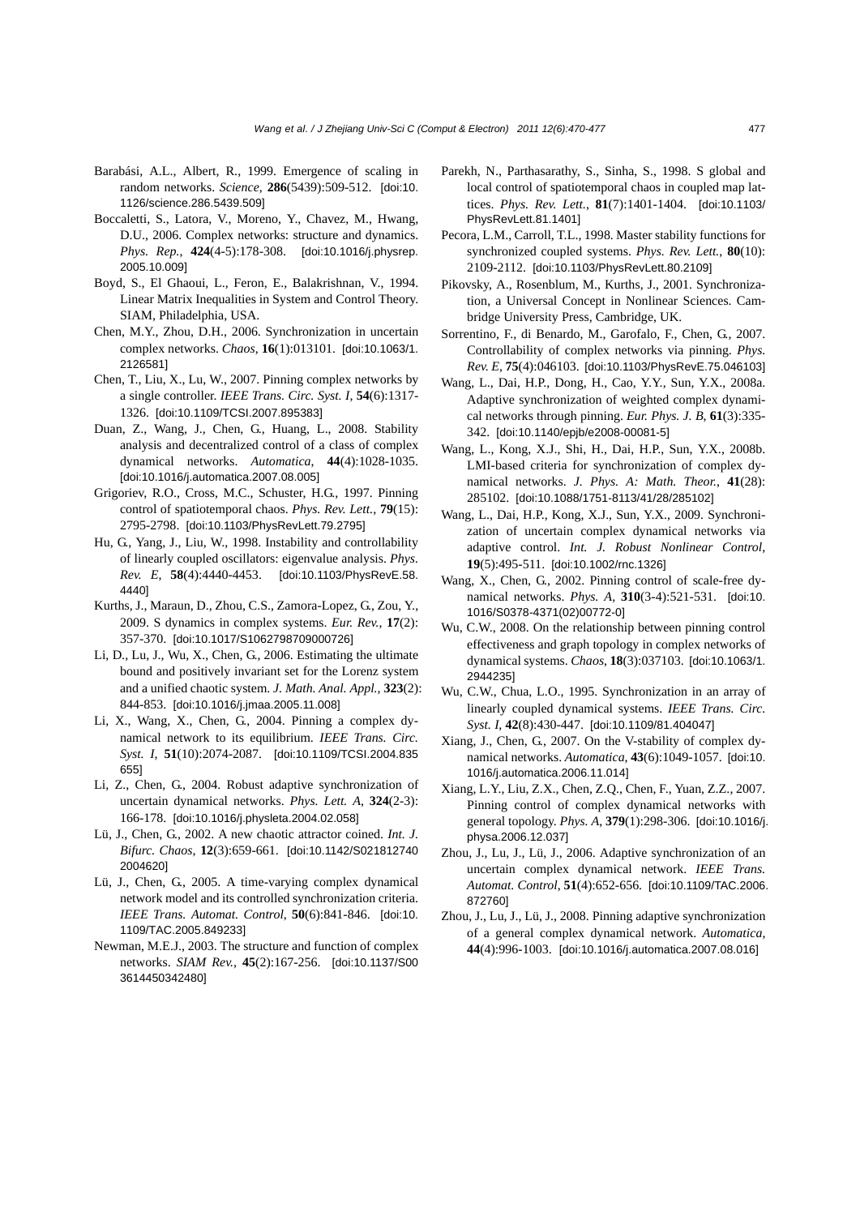Barabási, A.L., Albert, R., 1999. Emergence of scaling in random networks. *Science*, **286**(5439):509-512. [doi:10.1126/science.286.5439.509]

Boccaletti, S., Latora, V., Moreno, Y., Chavez, M., Hwang, D.U., 2006. Complex networks: structure and dynamics. *Phys. Rep.*, **424**(4-5):178-308. [doi:10.1016/j.physrep.2005.10.009]

Boyd, S., El Ghaoui, L., Feron, E., Balakrishnan, V., 1994. Linear Matrix Inequalities in System and Control Theory. SIAM, Philadelphia, USA.

Chen, M.Y., Zhou, D.H., 2006. Synchronization in uncertain complex networks. *Chaos*, **16**(1):013101. [doi:10.1063/1.2126581]

Chen, T., Liu, X., Lu, W., 2007. Pinning complex networks by a single controller. *IEEE Trans. Circ. Syst. I*, **54**(6):1317-1326. [doi:10.1109/TCSI.2007.895383]

Duan, Z., Wang, J., Chen, G., Huang, L., 2008. Stability analysis and decentralized control of a class of complex dynamical networks. *Automatica*, **44**(4):1028-1035. [doi:10.1016/j.automatica.2007.08.005]

Grigoriev, R.O., Cross, M.C., Schuster, H.G., 1997. Pinning control of spatiotemporal chaos. *Phys. Rev. Lett.*, **79**(15): 2795-2798. [doi:10.1103/PhysRevLett.79.2795]

Hu, G., Yang, J., Liu, W., 1998. Instability and controllability of linearly coupled oscillators: eigenvalue analysis. *Phys. Rev. E*, **58**(4):4440-4453. [doi:10.1103/PhysRevE.58.4440]

Kurths, J., Maraun, D., Zhou, C.S., Zamora-Lopez, G., Zou, Y., 2009. S dynamics in complex systems. *Eur. Rev.*, **17**(2): 357-370. [doi:10.1017/S1062798709000726]

Li, D., Lu, J., Wu, X., Chen, G., 2006. Estimating the ultimate bound and positively invariant set for the Lorenz system and a unified chaotic system. *J. Math. Anal. Appl.*, **323**(2): 844-853. [doi:10.1016/j.jmaa.2005.11.008]

Li, X., Wang, X., Chen, G., 2004. Pinning a complex dynamical network to its equilibrium. *IEEE Trans. Circ. Syst. I*, **51**(10):2074-2087. [doi:10.1109/TCSI.2004.835655]

Li, Z., Chen, G., 2004. Robust adaptive synchronization of uncertain dynamical networks. *Phys. Lett. A*, **324**(2-3): 166-178. [doi:10.1016/j.physleta.2004.02.058]

Lü, J., Chen, G., 2002. A new chaotic attractor coined. *Int. J. Bifurc. Chaos*, **12**(3):659-661. [doi:10.1142/S0218127402004620]

Lü, J., Chen, G., 2005. A time-varying complex dynamical network model and its controlled synchronization criteria. *IEEE Trans. Automat. Control*, **50**(6):841-846. [doi:10.1109/TAC.2005.849233]

Newman, M.E.J., 2003. The structure and function of complex networks. *SIAM Rev.*, **45**(2):167-256. [doi:10.1137/S003614450342480]

Parekh, N., Parthasarathy, S., Sinha, S., 1998. S global and local control of spatiotemporal chaos in coupled map lattices. *Phys. Rev. Lett.*, **81**(7):1401-1404. [doi:10.1103/PhysRevLett.81.1401]

Pecora, L.M., Carroll, T.L., 1998. Master stability functions for synchronized coupled systems. *Phys. Rev. Lett.*, **80**(10): 2109-2112. [doi:10.1103/PhysRevLett.80.2109]

Pikovsky, A., Rosenblum, M., Kurths, J., 2001. Synchronization, a Universal Concept in Nonlinear Sciences. Cambridge University Press, Cambridge, UK.

Sorrentino, F., di Benardo, M., Garofalo, F., Chen, G., 2007. Controllability of complex networks via pinning. *Phys. Rev. E*, **75**(4):046103. [doi:10.1103/PhysRevE.75.046103]

Wang, L., Dai, H.P., Dong, H., Cao, Y.Y., Sun, Y.X., 2008a. Adaptive synchronization of weighted complex dynamical networks through pinning. *Eur. Phys. J. B*, **61**(3):335-342. [doi:10.1140/epjb/e2008-00081-5]

Wang, L., Kong, X.J., Shi, H., Dai, H.P., Sun, Y.X., 2008b. LMI-based criteria for synchronization of complex dynamical networks. *J. Phys. A: Math. Theor.*, **41**(28): 285102. [doi:10.1088/1751-8113/41/28/285102]

Wang, L., Dai, H.P., Kong, X.J., Sun, Y.X., 2009. Synchronization of uncertain complex dynamical networks via adaptive control. *Int. J. Robust Nonlinear Control*, **19**(5):495-511. [doi:10.1002/rnc.1326]

Wang, X., Chen, G., 2002. Pinning control of scale-free dynamical networks. *Phys. A*, **310**(3-4):521-531. [doi:10.1016/S0378-4371(02)00772-0]

Wu, C.W., 2008. On the relationship between pinning control effectiveness and graph topology in complex networks of dynamical systems. *Chaos*, **18**(3):037103. [doi:10.1063/1.2944235]

Wu, C.W., Chua, L.O., 1995. Synchronization in an array of linearly coupled dynamical systems. *IEEE Trans. Circ. Syst. I*, **42**(8):430-447. [doi:10.1109/81.404047]

Xiang, J., Chen, G., 2007. On the V-stability of complex dynamical networks. *Automatica*, **43**(6):1049-1057. [doi:10.1016/j.automatica.2006.11.014]

Xiang, L.Y., Liu, Z.X., Chen, Z.Q., Chen, F., Yuan, Z.Z., 2007. Pinning control of complex dynamical networks with general topology. *Phys. A*, **379**(1):298-306. [doi:10.1016/j.physa.2006.12.037]

Zhou, J., Lu, J., Lü, J., 2006. Adaptive synchronization of an uncertain complex dynamical network. *IEEE Trans. Automat. Control*, **51**(4):652-656. [doi:10.1109/TAC.2006.872760]

Zhou, J., Lu, J., Lü, J., 2008. Pinning adaptive synchronization of a general complex dynamical network. *Automatica*, **44**(4):996-1003. [doi:10.1016/j.automatica.2007.08.016]